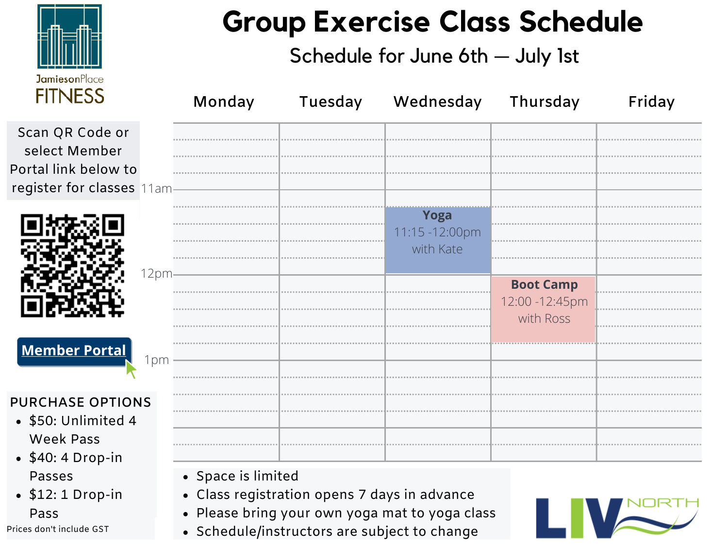JamiesonPlace FITNESS

# Group Exercise Class Schedule

## Schedule for June 6th — July 1st

| Time | Monday | Tuesday | Wednesday | Thursday | Friday |
|---|---|---|---|---|---|
| 11am | | | **Yoga** 11:15 -12:00pm with Kate | | |
| 12pm | | | | **Boot Camp** 12:00 -12:45pm with Ross | |
| 1pm | | | | | |

Scan QR Code or select Member Portal link below to register for classes

**Member Portal**

PURCHASE OPTIONS

- $50: Unlimited 4 Week Pass
- $40: 4 Drop-in Passes
- $12: 1 Drop-in Pass

Prices don't include GST

- Space is limited
- Class registration opens 7 days in advance
- Please bring your own yoga mat to yoga class
- Schedule/instructors are subject to change

LIV NORTH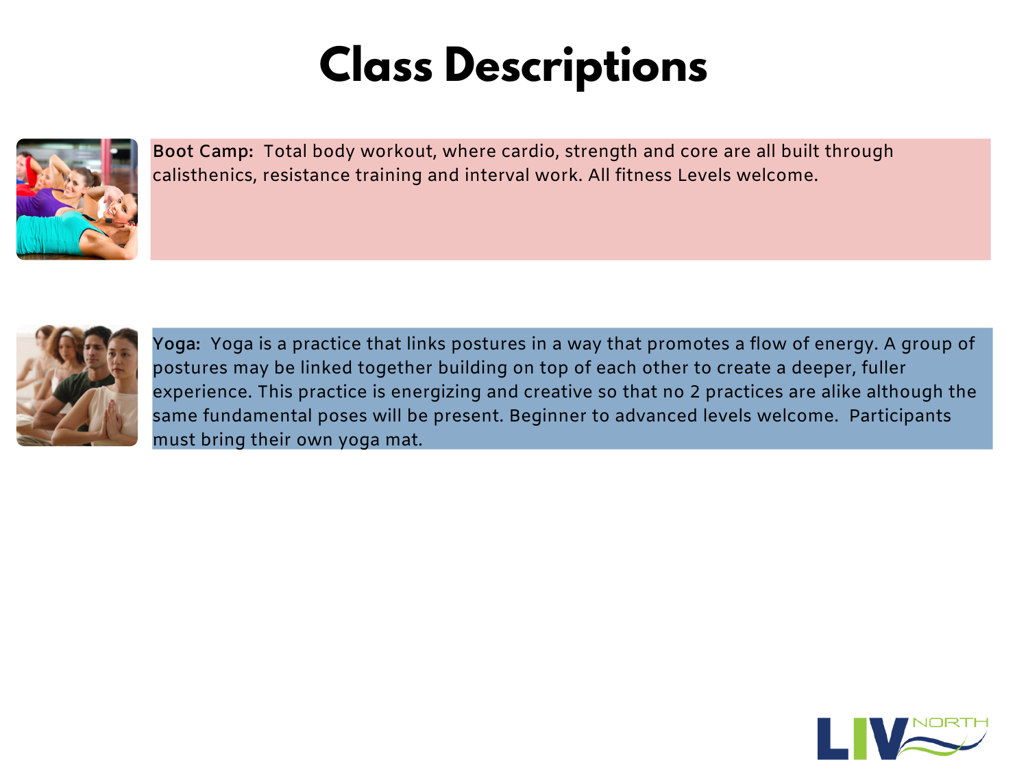# Class Descriptions

**Boot Camp:** Total body workout, where cardio, strength and core are all built through calisthenics, resistance training and interval work. All fitness Levels welcome.

**Yoga:** Yoga is a practice that links postures in a way that promotes a flow of energy. A group of postures may be linked together building on top of each other to create a deeper, fuller experience. This practice is energizing and creative so that no 2 practices are alike although the same fundamental poses will be present. Beginner to advanced levels welcome. Participants must bring their own yoga mat.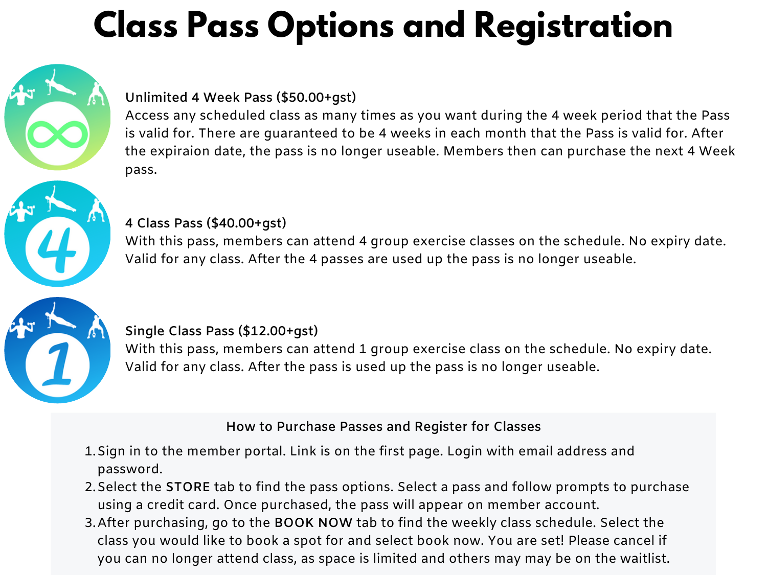# Class Pass Options and Registration

**Unlimited 4 Week Pass ($50.00+gst)**
Access any scheduled class as many times as you want during the 4 week period that the Pass is valid for. There are guaranteed to be 4 weeks in each month that the Pass is valid for. After the expiraion date, the pass is no longer useable. Members then can purchase the next 4 Week pass.

**4 Class Pass ($40.00+gst)**
With this pass, members can attend 4 group exercise classes on the schedule. No expiry date. Valid for any class. After the 4 passes are used up the pass is no longer useable.

**Single Class Pass ($12.00+gst)**
With this pass, members can attend 1 group exercise class on the schedule. No expiry date. Valid for any class. After the pass is used up the pass is no longer useable.

### How to Purchase Passes and Register for Classes

1. Sign in to the member portal. Link is on the first page. Login with email address and password.
2. Select the **STORE** tab to find the pass options. Select a pass and follow prompts to purchase using a credit card. Once purchased, the pass will appear on member account.
3. After purchasing, go to the **BOOK NOW** tab to find the weekly class schedule. Select the class you would like to book a spot for and select book now. You are set! Please cancel if you can no longer attend class, as space is limited and others may may be on the waitlist.